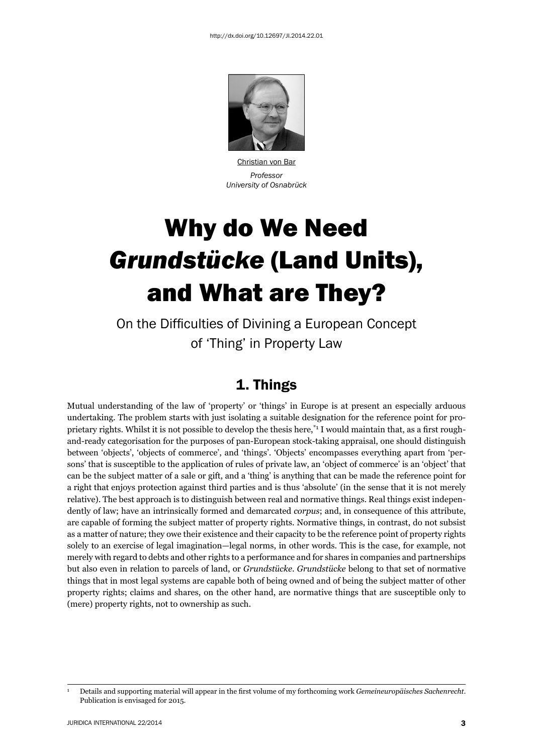Christian von Bar
*Professor*
*University of Osnabrück*

# Why do We Need *Grundstücke* (Land Units), and What are They?

## On the Difficulties of Divining a European Concept of 'Thing' in Property Law

## 1. Things

Mutual understanding of the law of 'property' or 'things' in Europe is at present an especially arduous undertaking. The problem starts with just isolating a suitable designation for the reference point for proprietary rights. Whilst it is not possible to develop the thesis here,[*1] I would maintain that, as a first rough-and-ready categorisation for the purposes of pan-European stock-taking appraisal, one should distinguish between 'objects', 'objects of commerce', and 'things'. 'Objects' encompasses everything apart from 'persons' that is susceptible to the application of rules of private law, an 'object of commerce' is an 'object' that can be the subject matter of a sale or gift, and a 'thing' is anything that can be made the reference point for a right that enjoys protection against third parties and is thus 'absolute' (in the sense that it is not merely relative). The best approach is to distinguish between real and normative things. Real things exist independently of law; have an intrinsically formed and demarcated *corpus*; and, in consequence of this attribute, are capable of forming the subject matter of property rights. Normative things, in contrast, do not subsist as a matter of nature; they owe their existence and their capacity to be the reference point of property rights solely to an exercise of legal imagination—legal norms, in other words. This is the case, for example, not merely with regard to debts and other rights to a performance and for shares in companies and partnerships but also even in relation to parcels of land, or *Grundstücke*. *Grundstücke* belong to that set of normative things that in most legal systems are capable both of being owned and of being the subject matter of other property rights; claims and shares, on the other hand, are normative things that are susceptible only to (mere) property rights, not to ownership as such.

---

[1] Details and supporting material will appear in the first volume of my forthcoming work *Gemeineuropäisches Sachenrecht*. Publication is envisaged for 2015.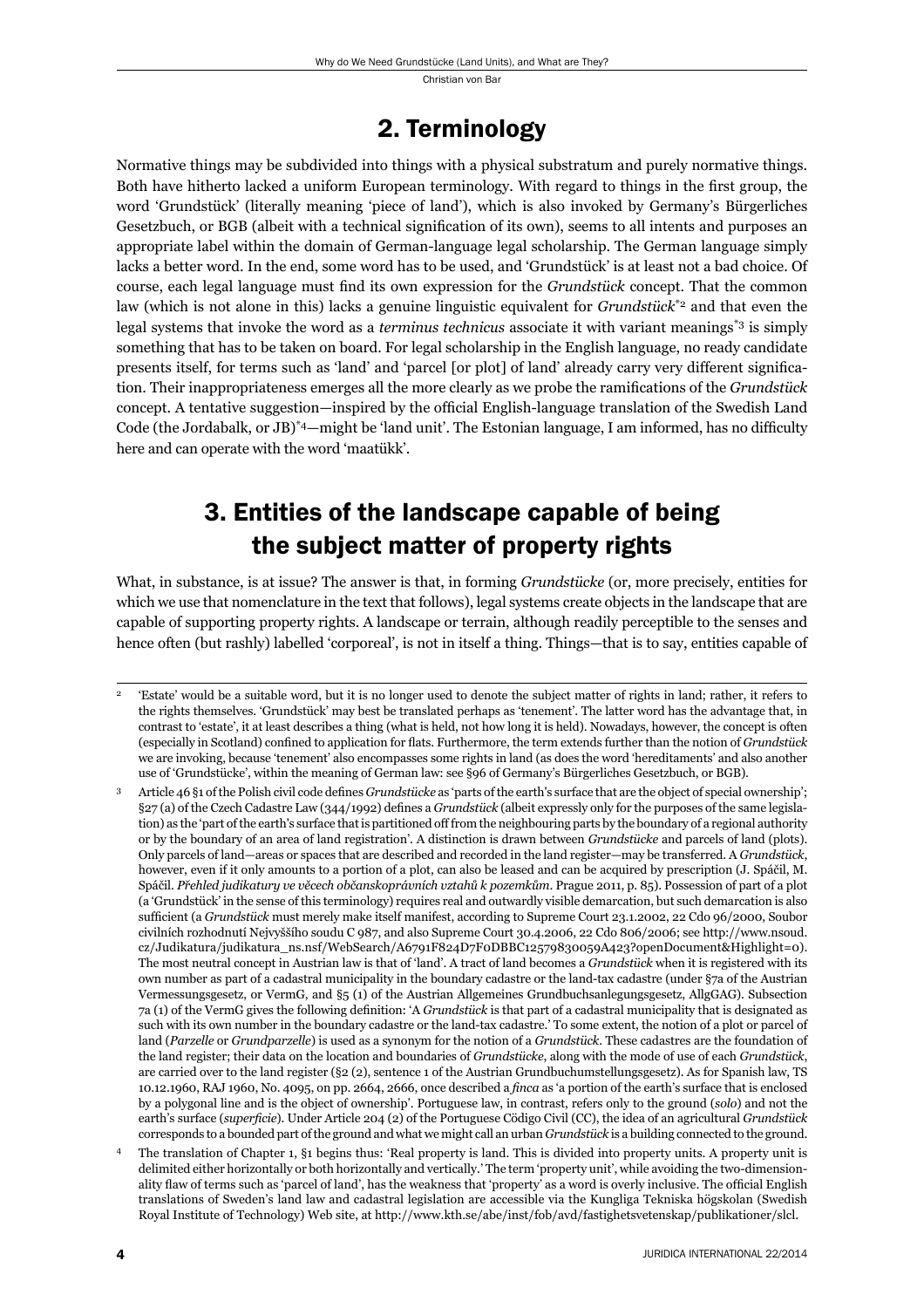## 2. Terminology

Normative things may be subdivided into things with a physical substratum and purely normative things. Both have hitherto lacked a uniform European terminology. With regard to things in the first group, the word 'Grundstück' (literally meaning 'piece of land'), which is also invoked by Germany's Bürgerliches Gesetzbuch, or BGB (albeit with a technical signification of its own), seems to all intents and purposes an appropriate label within the domain of German-language legal scholarship. The German language simply lacks a better word. In the end, some word has to be used, and 'Grundstück' is at least not a bad choice. Of course, each legal language must find its own expression for the *Grundstück* concept. That the common law (which is not alone in this) lacks a genuine linguistic equivalent for *Grundstück*[*2] and that even the legal systems that invoke the word as a *terminus technicus* associate it with variant meanings[*3] is simply something that has to be taken on board. For legal scholarship in the English language, no ready candidate presents itself, for terms such as 'land' and 'parcel [or plot] of land' already carry very different signification. Their inappropriateness emerges all the more clearly as we probe the ramifications of the *Grundstück* concept. A tentative suggestion—inspired by the official English-language translation of the Swedish Land Code (the Jordabalk, or JB)[*4]—might be 'land unit'. The Estonian language, I am informed, has no difficulty here and can operate with the word 'maatükk'.

## 3. Entities of the landscape capable of being the subject matter of property rights

What, in substance, is at issue? The answer is that, in forming *Grundstücke* (or, more precisely, entities for which we use that nomenclature in the text that follows), legal systems create objects in the landscape that are capable of supporting property rights. A landscape or terrain, although readily perceptible to the senses and hence often (but rashly) labelled 'corporeal', is not in itself a thing. Things—that is to say, entities capable of

---

[2] 'Estate' would be a suitable word, but it is no longer used to denote the subject matter of rights in land; rather, it refers to the rights themselves. 'Grundstück' may best be translated perhaps as 'tenement'. The latter word has the advantage that, in contrast to 'estate', it at least describes a thing (what is held, not how long it is held). Nowadays, however, the concept is often (especially in Scotland) confined to application for flats. Furthermore, the term extends further than the notion of *Grundstück* we are invoking, because 'tenement' also encompasses some rights in land (as does the word 'hereditaments' and also another use of 'Grundstücke', within the meaning of German law: see §96 of Germany's Bürgerliches Gesetzbuch, or BGB).

[3] Article 46 §1 of the Polish civil code defines *Grundstücke* as 'parts of the earth's surface that are the object of special ownership'; §27 (a) of the Czech Cadastre Law (344/1992) defines a *Grundstück* (albeit expressly only for the purposes of the same legislation) as the 'part of the earth's surface that is partitioned off from the neighbouring parts by the boundary of a regional authority or by the boundary of an area of land registration'. A distinction is drawn between *Grundstücke* and parcels of land (plots). Only parcels of land—areas or spaces that are described and recorded in the land register—may be transferred. A *Grundstück*, however, even if it only amounts to a portion of a plot, can also be leased and can be acquired by prescription (J. Spáčil, M. Spáčil. *Přehled judikatury ve věcech občanskoprávních vztahů k pozemkům*. Prague 2011, p. 85). Possession of part of a plot (a 'Grundstück' in the sense of this terminology) requires real and outwardly visible demarcation, but such demarcation is also sufficient (a *Grundstück* must merely make itself manifest, according to Supreme Court 23.1.2002, 22 Cdo 96/2000, Soubor civilních rozhodnutí Nejvyššího soudu C 987, and also Supreme Court 30.4.2006, 22 Cdo 806/2006; see http://www.nsoud.cz/Judikatura/judikatura_ns.nsf/WebSearch/A6791F824D7F0DBBC12579830059A423?openDocument&Highlight=0). The most neutral concept in Austrian law is that of 'land'. A tract of land becomes a *Grundstück* when it is registered with its own number as part of a cadastral municipality in the boundary cadastre or the land-tax cadastre (under §7a of the Austrian Vermessungsgesetz, or VermG, and §5 (1) of the Austrian Allgemeines Grundbuchsanlegungsgesetz, AllgGAG). Subsection 7a (1) of the VermG gives the following definition: 'A *Grundstück* is that part of a cadastral municipality that is designated as such with its own number in the boundary cadastre or the land-tax cadastre.' To some extent, the notion of a plot or parcel of land (*Parzelle* or *Grundparzelle*) is used as a synonym for the notion of a *Grundstück*. These cadastres are the foundation of the land register; their data on the location and boundaries of *Grundstücke*, along with the mode of use of each *Grundstück*, are carried over to the land register (§2 (2), sentence 1 of the Austrian Grundbuchumstellungsgesetz). As for Spanish law, TS 10.12.1960, RAJ 1960, No. 4095, on pp. 2664, 2666, once described a *finca* as 'a portion of the earth's surface that is enclosed by a polygonal line and is the object of ownership'. Portuguese law, in contrast, refers only to the ground (*solo*) and not the earth's surface (*superficie*). Under Article 204 (2) of the Portuguese Cödigo Civil (CC), the idea of an agricultural *Grundstück* corresponds to a bounded part of the ground and what we might call an urban *Grundstück* is a building connected to the ground.

[4] The translation of Chapter 1, §1 begins thus: 'Real property is land. This is divided into property units. A property unit is delimited either horizontally or both horizontally and vertically.' The term 'property unit', while avoiding the two-dimensionality flaw of terms such as 'parcel of land', has the weakness that 'property' as a word is overly inclusive. The official English translations of Sweden's land law and cadastral legislation are accessible via the Kungliga Tekniska högskolan (Swedish Royal Institute of Technology) Web site, at http://www.kth.se/abe/inst/fob/avd/fastighetsvetenskap/publikationer/slcl.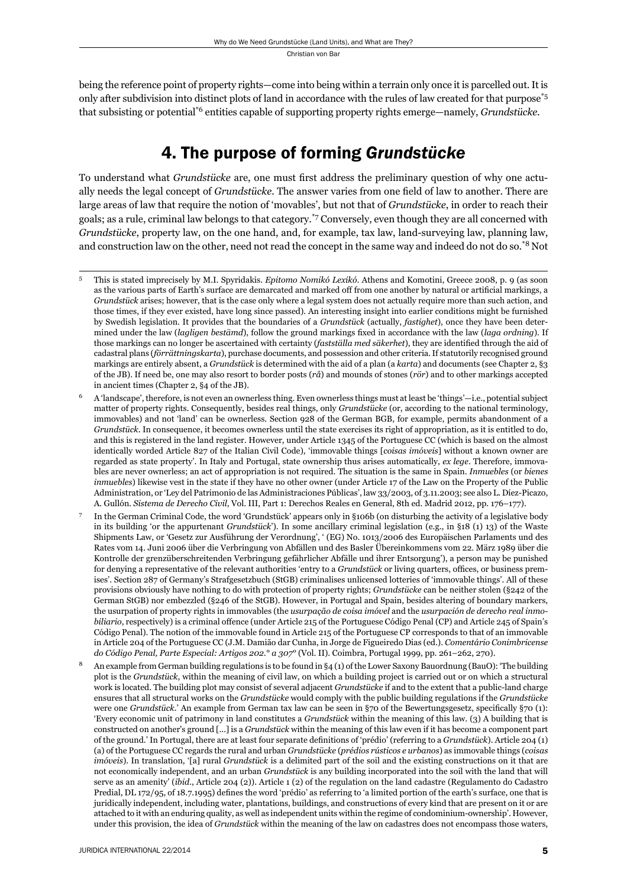being the reference point of property rights—come into being within a terrain only once it is parcelled out. It is only after subdivision into distinct plots of land in accordance with the rules of law created for that purpose[*5] that subsisting or potential[*6] entities capable of supporting property rights emerge—namely, *Grundstücke*.

## 4. The purpose of forming *Grundstücke*

To understand what *Grundstücke* are, one must first address the preliminary question of why one actually needs the legal concept of *Grundstücke*. The answer varies from one field of law to another. There are large areas of law that require the notion of 'movables', but not that of *Grundstücke*, in order to reach their goals; as a rule, criminal law belongs to that category.[*7] Conversely, even though they are all concerned with *Grundstücke*, property law, on the one hand, and, for example, tax law, land-surveying law, planning law, and construction law on the other, need not read the concept in the same way and indeed do not do so.[*8] Not

5 This is stated imprecisely by M.I. Spyridakis. *Epitomo Nomikó Lexikó*. Athens and Komotini, Greece 2008, p. 9 (as soon as the various parts of Earth's surface are demarcated and marked off from one another by natural or artificial markings, a *Grundstück* arises; however, that is the case only where a legal system does not actually require more than such action, and those times, if they ever existed, have long since passed). An interesting insight into earlier conditions might be furnished by Swedish legislation. It provides that the boundaries of a *Grundstück* (actually, *fastighet*), once they have been determined under the law (*lagligen bestämd*), follow the ground markings fixed in accordance with the law (*laga ordning*). If those markings can no longer be ascertained with certainty (*fastställa med säkerhet*), they are identified through the aid of cadastral plans (*förrättningskarta*), purchase documents, and possession and other criteria. If statutorily recognised ground markings are entirely absent, a *Grundstück* is determined with the aid of a plan (a *karta*) and documents (see Chapter 2, §3 of the JB). If need be, one may also resort to border posts (*rå*) and mounds of stones (*rör*) and to other markings accepted in ancient times (Chapter 2, §4 of the JB).

6 A 'landscape', therefore, is not even an ownerless thing. Even ownerless things must at least be 'things'—i.e., potential subject matter of property rights. Consequently, besides real things, only *Grundstücke* (or, according to the national terminology, immovables) and not 'land' can be ownerless. Section 928 of the German BGB, for example, permits abandonment of a *Grundstück*. In consequence, it becomes ownerless until the state exercises its right of appropriation, as it is entitled to do, and this is registered in the land register. However, under Article 1345 of the Portuguese CC (which is based on the almost identically worded Article 827 of the Italian Civil Code), 'immovable things [*coisas imóveis*] without a known owner are regarded as state property'. In Italy and Portugal, state ownership thus arises automatically, *ex lege*. Therefore, immovables are never ownerless; an act of appropriation is not required. The situation is the same in Spain. *Inmuebles* (or *bienes inmuebles*) likewise vest in the state if they have no other owner (under Article 17 of the Law on the Property of the Public Administration, or 'Ley del Patrimonio de las Administraciones Públicas', law 33/2003, of 3.11.2003; see also L. Díez-Picazo, A. Gullón. *Sistema de Derecho Civil*, Vol. III, Part 1: Derechos Reales en General, 8th ed. Madrid 2012, pp. 176–177).

7 In the German Criminal Code, the word 'Grundstück' appears only in §106b (on disturbing the activity of a legislative body in its building 'or the appurtenant *Grundstück*'). In some ancillary criminal legislation (e.g., in §18 (1) 13) of the Waste Shipments Law, or 'Gesetz zur Ausführung der Verordnung', ' (EG) No. 1013/2006 des Europäischen Parlaments und des Rates vom 14. Juni 2006 über die Verbringung von Abfällen und des Basler Übereinkommens vom 22. März 1989 über die Kontrolle der grenzüberschreitenden Verbringung gefährlicher Abfälle und ihrer Entsorgung'), a person may be punished for denying a representative of the relevant authorities 'entry to a *Grundstück* or living quarters, offices, or business premises'. Section 287 of Germany's Strafgesetzbuch (StGB) criminalises unlicensed lotteries of 'immovable things'. All of these provisions obviously have nothing to do with protection of property rights; *Grundstücke* can be neither stolen (§242 of the German StGB) nor embezzled (§246 of the StGB). However, in Portugal and Spain, besides altering of boundary markers, the usurpation of property rights in immovables (the *usurpação de coisa imóvel* and the *usurpación de derecho real inmobiliario*, respectively) is a criminal offence (under Article 215 of the Portuguese Código Penal (CP) and Article 245 of Spain's Código Penal). The notion of the immovable found in Article 215 of the Portuguese CP corresponds to that of an immovable in Article 204 of the Portuguese CC (J.M. Damião dar Cunha, in Jorge de Figueiredo Dias (ed.). *Comentário Conimbricense do Código Penal, Parte Especial: Artigos 202.° a 307°* (Vol. II). Coimbra, Portugal 1999, pp. 261–262, 270).

8 An example from German building regulations is to be found in §4 (1) of the Lower Saxony Bauordnung (BauO): 'The building plot is the *Grundstück*, within the meaning of civil law, on which a building project is carried out or on which a structural work is located. The building plot may consist of several adjacent *Grundstücke* if and to the extent that a public-land charge ensures that all structural works on the *Grundstücke* would comply with the public building regulations if the *Grundstücke* were one *Grundstück*.' An example from German tax law can be seen in §70 of the Bewertungsgesetz, specifically §70 (1): 'Every economic unit of patrimony in land constitutes a *Grundstück* within the meaning of this law. (3) A building that is constructed on another's ground [...] is a *Grundstück* within the meaning of this law even if it has become a component part of the ground.' In Portugal, there are at least four separate definitions of 'prédio' (referring to a *Grundstück*). Article 204 (1) (a) of the Portuguese CC regards the rural and urban *Grundstücke* (*prédios rústicos e urbanos*) as immovable things (*coisas imóveis*). In translation, '[a] rural *Grundstück* is a delimited part of the soil and the existing constructions on it that are not economically independent, and an urban *Grundstück* is any building incorporated into the soil with the land that will serve as an amenity' (*ibid*., Article 204 (2)). Article 1 (2) of the regulation on the land cadastre (Regulamento do Cadastro Predial, DL 172/95, of 18.7.1995) defines the word 'prédio' as referring to 'a limited portion of the earth's surface, one that is juridically independent, including water, plantations, buildings, and constructions of every kind that are present on it or are attached to it with an enduring quality, as well as independent units within the regime of condominium-ownership'. However, under this provision, the idea of *Grundstück* within the meaning of the law on cadastres does not encompass those waters,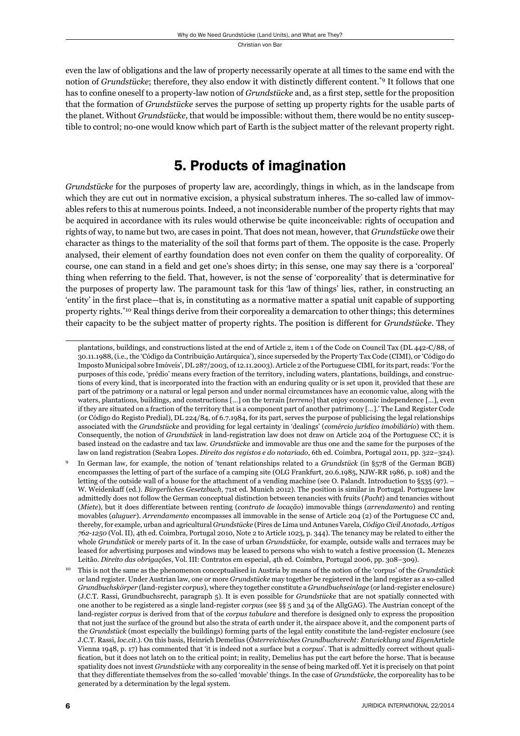even the law of obligations and the law of property necessarily operate at all times to the same end with the notion of *Grundstücke*; therefore, they also endow it with distinctly different content.[*9] It follows that one has to confine oneself to a property-law notion of *Grundstücke* and, as a first step, settle for the proposition that the formation of *Grundstücke* serves the purpose of setting up property rights for the usable parts of the planet. Without *Grundstücke*, that would be impossible: without them, there would be no entity susceptible to control; no-one would know which part of Earth is the subject matter of the relevant property right.

## 5. Products of imagination

*Grundstücke* for the purposes of property law are, accordingly, things in which, as in the landscape from which they are cut out in normative excision, a physical substratum inheres. The so-called law of immovables refers to this at numerous points. Indeed, a not inconsiderable number of the property rights that may be acquired in accordance with its rules would otherwise be quite inconceivable: rights of occupation and rights of way, to name but two, are cases in point. That does not mean, however, that *Grundstücke* owe their character as things to the materiality of the soil that forms part of them. The opposite is the case. Properly analysed, their element of earthy foundation does not even confer on them the quality of corporeality. Of course, one can stand in a field and get one's shoes dirty; in this sense, one may say there is a 'corporeal' thing when referring to the field. That, however, is not the sense of 'corporeality' that is determinative for the purposes of property law. The paramount task for this 'law of things' lies, rather, in constructing an 'entity' in the first place—that is, in constituting as a normative matter a spatial unit capable of supporting property rights.[*10] Real things derive from their corporeality a demarcation to other things; this determines their capacity to be the subject matter of property rights. The position is different for *Grundstücke*. They

plantations, buildings, and constructions listed at the end of Article 2, item 1 of the Code on Council Tax (DL 442-C/88, of 30.11.1988, (i.e., the 'Código da Contribuição Autárquica'), since superseded by the Property Tax Code (CIMI), or 'Código do Imposto Municipal sobre Imóveis', DL 287/2003, of 12.11.2003). Article 2 of the Portuguese CIMI, for its part, reads: 'For the purposes of this code, 'prédio' means every fraction of the territory, including waters, plantations, buildings, and constructions of every kind, that is incorporated into the fraction with an enduring quality or is set upon it, provided that these are part of the patrimony or a natural or legal person and under normal circumstances have an economic value, along with the waters, plantations, buildings, and constructions […] on the terrain [*terreno*] that enjoy economic independence […], even if they are situated on a fraction of the territory that is a component part of another patrimony […].' The Land Register Code (or Código do Registo Predial), DL 224/84, of 6.7.1984, for its part, serves the purpose of publicising the legal relationships associated with the *Grundstücke* and providing for legal certainty in 'dealings' (*comércio jurídico imobiliário*) with them. Consequently, the notion of *Grundstück* in land-registration law does not draw on Article 204 of the Portuguese CC; it is based instead on the cadastre and tax law. *Grundstücke* and immovable are thus one and the same for the purposes of the law on land registration (Seabra Lopes. *Direito dos registos e do notariado*, 6th ed. Coimbra, Portugal 2011, pp. 322–324).

[9] In German law, for example, the notion of 'tenant relationships related to a *Grundstück* (in §578 of the German BGB) encompasses the letting of part of the surface of a camping site (OLG Frankfurt, 20.6.1985, NJW-RR 1986, p. 108) and the letting of the outside wall of a house for the attachment of a vending machine (see O. Palandt. Introduction to §535 (97). – W. Weidenkaff (ed.). *Bürgerliches Gesetzbuch*, 71st ed. Munich 2012). The position is similar in Portugal. Portuguese law admittedly does not follow the German conceptual distinction between tenancies with fruits (*Pacht*) and tenancies without (*Miete*), but it does differentiate between renting (*contrato de locação*) immovable things (*arrendamento*) and renting movables (*aluguer*). *Arrendamento* encompasses all immovable in the sense of Article 204 (2) of the Portuguese CC and, thereby, for example, urban and agricultural *Grundstücke* (Pires de Lima und Antunes Varela, *Código Civil Anotado, Artigos 762-1250* (Vol. II), 4th ed. Coimbra, Portugal 2010, Note 2 to Article 1023, p. 344). The tenancy may be related to either the whole *Grundstück* or merely parts of it. In the case of urban *Grundstücke*, for example, outside walls and terraces may be leased for advertising purposes and windows may be leased to persons who wish to watch a festive procession (L. Menezes Leitão. *Direito das obrigações*, Vol. III: Contratos em especial, 4th ed. Coimbra, Portugal 2006, pp. 308–309).

[10] This is not the same as the phenomenon conceptualised in Austria by means of the notion of the 'corpus' of the *Grundstück* or land register. Under Austrian law, one or more *Grundstücke* may together be registered in the land register as a so-called *Grundbuchskörper* (land-register *corpus*), where they together constitute a *Grundbuchseinlage* (or land-register enclosure) (J.C.T. Rassi, Grundbuchsrecht, paragraph 5). It is even possible for *Grundstücke* that are not spatially connected with one another to be registered as a single land-register *corpus* (see §§ 5 and 34 of the AllgGAG). The Austrian concept of the land-register *corpus* is derived from that of the *corpus tabulare* and therefore is designed only to express the proposition that not just the surface of the ground but also the strata of earth under it, the airspace above it, and the component parts of the *Grundstück* (most especially the buildings) forming parts of the legal entity constitute the land-register enclosure (see J.C.T. Rassi, *loc.cit*.). On this basis, Heinrich Demelius (*Österreichisches Grundbuchsrecht: Entwicklung und Eigen*Article Vienna 1948, p. 17) has commented that 'it is indeed not a surface but a *corpus*'. That is admittedly correct without qualification, but it does not latch on to the critical point; in reality, Demelius has put the cart before the horse. That is because spatiality does not invest *Grundstücke* with any corporeality in the sense of being marked off. Yet it is precisely on that point that they differentiate themselves from the so-called 'movable' things. In the case of *Grundstücke*, the corporeality has to be generated by a determination by the legal system.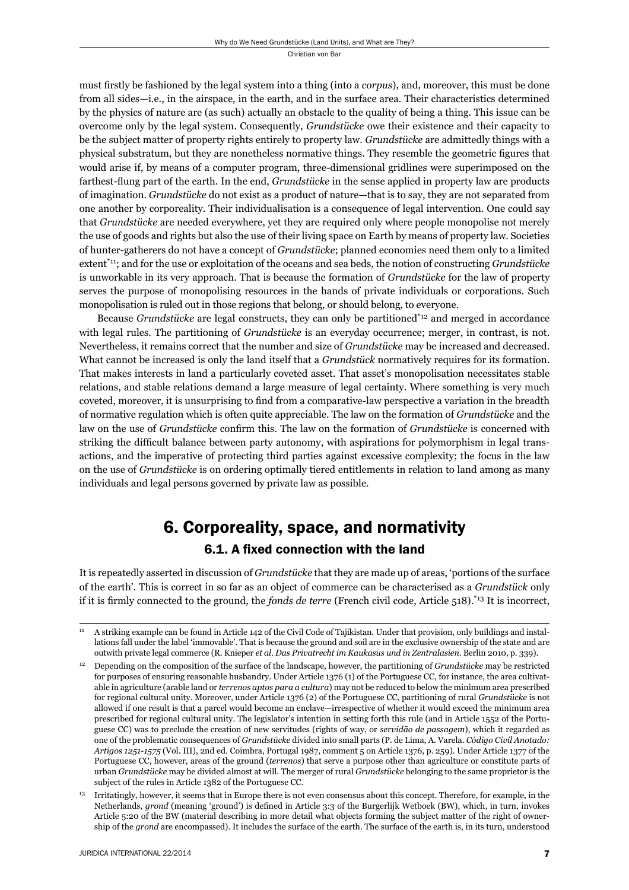must firstly be fashioned by the legal system into a thing (into a *corpus*), and, moreover, this must be done from all sides—i.e., in the airspace, in the earth, and in the surface area. Their characteristics determined by the physics of nature are (as such) actually an obstacle to the quality of being a thing. This issue can be overcome only by the legal system. Consequently, *Grundstücke* owe their existence and their capacity to be the subject matter of property rights entirely to property law. *Grundstücke* are admittedly things with a physical substratum, but they are nonetheless normative things. They resemble the geometric figures that would arise if, by means of a computer program, three-dimensional gridlines were superimposed on the farthest-flung part of the earth. In the end, *Grundstücke* in the sense applied in property law are products of imagination. *Grundstücke* do not exist as a product of nature—that is to say, they are not separated from one another by corporeality. Their individualisation is a consequence of legal intervention. One could say that *Grundstücke* are needed everywhere, yet they are required only where people monopolise not merely the use of goods and rights but also the use of their living space on Earth by means of property law. Societies of hunter-gatherers do not have a concept of *Grundstücke*; planned economies need them only to a limited extent[*11]; and for the use or exploitation of the oceans and sea beds, the notion of constructing *Grundstücke* is unworkable in its very approach. That is because the formation of *Grundstücke* for the law of property serves the purpose of monopolising resources in the hands of private individuals or corporations. Such monopolisation is ruled out in those regions that belong, or should belong, to everyone.

Because *Grundstücke* are legal constructs, they can only be partitioned[*12] and merged in accordance with legal rules. The partitioning of *Grundstücke* is an everyday occurrence; merger, in contrast, is not. Nevertheless, it remains correct that the number and size of *Grundstücke* may be increased and decreased. What cannot be increased is only the land itself that a *Grundstück* normatively requires for its formation. That makes interests in land a particularly coveted asset. That asset's monopolisation necessitates stable relations, and stable relations demand a large measure of legal certainty. Where something is very much coveted, moreover, it is unsurprising to find from a comparative-law perspective a variation in the breadth of normative regulation which is often quite appreciable. The law on the formation of *Grundstücke* and the law on the use of *Grundstücke* confirm this. The law on the formation of *Grundstücke* is concerned with striking the difficult balance between party autonomy, with aspirations for polymorphism in legal transactions, and the imperative of protecting third parties against excessive complexity; the focus in the law on the use of *Grundstücke* is on ordering optimally tiered entitlements in relation to land among as many individuals and legal persons governed by private law as possible.

## 6. Corporeality, space, and normativity

### 6.1. A fixed connection with the land

It is repeatedly asserted in discussion of *Grundstücke* that they are made up of areas, 'portions of the surface of the earth'. This is correct in so far as an object of commerce can be characterised as a *Grundstück* only if it is firmly connected to the ground, the *fonds de terre* (French civil code, Article 518).[*13] It is incorrect,

---

[11] A striking example can be found in Article 142 of the Civil Code of Tajikistan. Under that provision, only buildings and installations fall under the label 'immovable'. That is because the ground and soil are in the exclusive ownership of the state and are outwith private legal commerce (R. Knieper *et al. Das Privatrecht im Kaukasus und in Zentralasien.* Berlin 2010, p. 339).

[12] Depending on the composition of the surface of the landscape, however, the partitioning of *Grundstücke* may be restricted for purposes of ensuring reasonable husbandry. Under Article 1376 (1) of the Portuguese CC, for instance, the area cultivatable in agriculture (arable land or *terrenos aptos para a cultura*) may not be reduced to below the minimum area prescribed for regional cultural unity. Moreover, under Article 1376 (2) of the Portuguese CC, partitioning of rural *Grundstücke* is not allowed if one result is that a parcel would become an enclave—irrespective of whether it would exceed the minimum area prescribed for regional cultural unity. The legislator's intention in setting forth this rule (and in Article 1552 of the Portuguese CC) was to preclude the creation of new servitudes (rights of way, or *servidão de passagem*), which it regarded as one of the problematic consequences of *Grundstücke* divided into small parts (P. de Lima, A. Varela. *Código Civil Anotado: Artigos 1251-1575* (Vol. III), 2nd ed. Coimbra, Portugal 1987, comment 5 on Article 1376, p. 259). Under Article 1377 of the Portuguese CC, however, areas of the ground (*terrenos*) that serve a purpose other than agriculture or constitute parts of urban *Grundstücke* may be divided almost at will. The merger of rural *Grundstücke* belonging to the same proprietor is the subject of the rules in Article 1382 of the Portuguese CC.

[13] Irritatingly, however, it seems that in Europe there is not even consensus about this concept. Therefore, for example, in the Netherlands, *grond* (meaning 'ground') is defined in Article 3:3 of the Burgerlijk Wetboek (BW), which, in turn, invokes Article 5:20 of the BW (material describing in more detail what objects forming the subject matter of the right of ownership of the *grond* are encompassed). It includes the surface of the earth. The surface of the earth is, in its turn, understood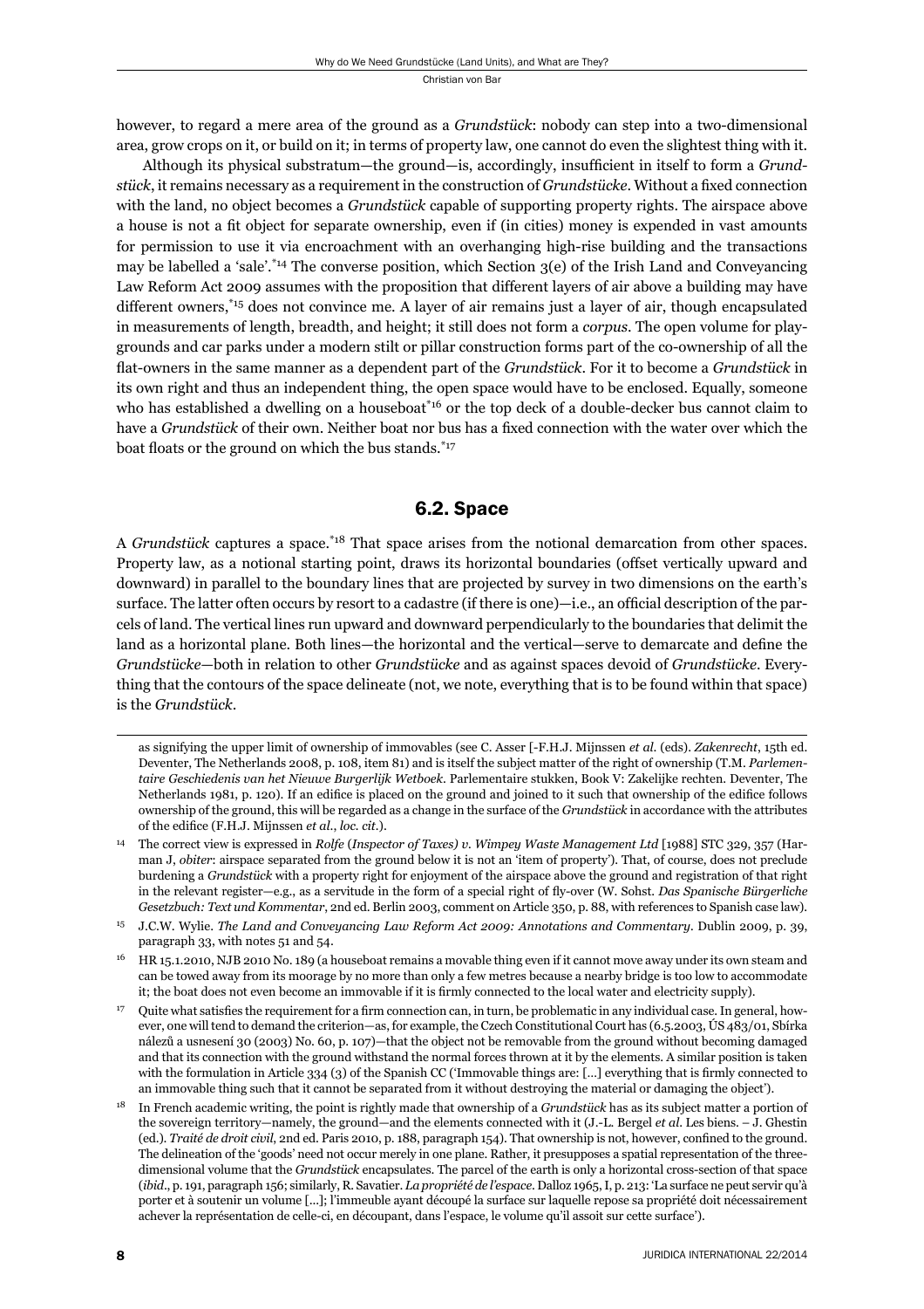however, to regard a mere area of the ground as a *Grundstück*: nobody can step into a two-dimensional area, grow crops on it, or build on it; in terms of property law, one cannot do even the slightest thing with it.

Although its physical substratum—the ground—is, accordingly, insufficient in itself to form a *Grundstück*, it remains necessary as a requirement in the construction of *Grundstücke*. Without a fixed connection with the land, no object becomes a *Grundstück* capable of supporting property rights. The airspace above a house is not a fit object for separate ownership, even if (in cities) money is expended in vast amounts for permission to use it via encroachment with an overhanging high-rise building and the transactions may be labelled a 'sale'.[*14] The converse position, which Section 3(e) of the Irish Land and Conveyancing Law Reform Act 2009 assumes with the proposition that different layers of air above a building may have different owners,[*15] does not convince me. A layer of air remains just a layer of air, though encapsulated in measurements of length, breadth, and height; it still does not form a *corpus*. The open volume for playgrounds and car parks under a modern stilt or pillar construction forms part of the co-ownership of all the flat-owners in the same manner as a dependent part of the *Grundstück*. For it to become a *Grundstück* in its own right and thus an independent thing, the open space would have to be enclosed. Equally, someone who has established a dwelling on a houseboat[*16] or the top deck of a double-decker bus cannot claim to have a *Grundstück* of their own. Neither boat nor bus has a fixed connection with the water over which the boat floats or the ground on which the bus stands.[*17]

## 6.2. Space

A *Grundstück* captures a space.[*18] That space arises from the notional demarcation from other spaces. Property law, as a notional starting point, draws its horizontal boundaries (offset vertically upward and downward) in parallel to the boundary lines that are projected by survey in two dimensions on the earth's surface. The latter often occurs by resort to a cadastre (if there is one)—i.e., an official description of the parcels of land. The vertical lines run upward and downward perpendicularly to the boundaries that delimit the land as a horizontal plane. Both lines—the horizontal and the vertical—serve to demarcate and define the *Grundstücke*—both in relation to other *Grundstücke* and as against spaces devoid of *Grundstücke*. Everything that the contours of the space delineate (not, we note, everything that is to be found within that space) is the *Grundstück*.

---

as signifying the upper limit of ownership of immovables (see C. Asser [-F.H.J. Mijnssen *et al.* (eds). *Zakenrecht*, 15th ed. Deventer, The Netherlands 2008, p. 108, item 81) and is itself the subject matter of the right of ownership (T.M. *Parlementaire Geschiedenis van het Nieuwe Burgerlijk Wetboek*. Parlementaire stukken, Book V: Zakelijke rechten. Deventer, The Netherlands 1981, p. 120). If an edifice is placed on the ground and joined to it such that ownership of the edifice follows ownership of the ground, this will be regarded as a change in the surface of the *Grundstück* in accordance with the attributes of the edifice (F.H.J. Mijnssen *et al.*, *loc. cit.*).

[14] The correct view is expressed in *Rolfe* (*Inspector of Taxes*) *v. Wimpey Waste Management Ltd* [1988] STC 329, 357 (Harman J, *obiter*: airspace separated from the ground below it is not an 'item of property'). That, of course, does not preclude burdening a *Grundstück* with a property right for enjoyment of the airspace above the ground and registration of that right in the relevant register—e.g., as a servitude in the form of a special right of fly-over (W. Sohst. *Das Spanische Bürgerliche Gesetzbuch: Text und Kommentar*, 2nd ed. Berlin 2003, comment on Article 350, p. 88, with references to Spanish case law).

[15] J.C.W. Wylie. *The Land and Conveyancing Law Reform Act 2009: Annotations and Commentary*. Dublin 2009, p. 39, paragraph 33, with notes 51 and 54.

[16] HR 15.1.2010, NJB 2010 No. 189 (a houseboat remains a movable thing even if it cannot move away under its own steam and can be towed away from its moorage by no more than only a few metres because a nearby bridge is too low to accommodate it; the boat does not even become an immovable if it is firmly connected to the local water and electricity supply).

[17] Quite what satisfies the requirement for a firm connection can, in turn, be problematic in any individual case. In general, however, one will tend to demand the criterion—as, for example, the Czech Constitutional Court has (6.5.2003, ÚS 483/01, Sbírka nálezů a usnesení 30 (2003) No. 60, p. 107)—that the object not be removable from the ground without becoming damaged and that its connection with the ground withstand the normal forces thrown at it by the elements. A similar position is taken with the formulation in Article 334 (3) of the Spanish CC ('Immovable things are: […] everything that is firmly connected to an immovable thing such that it cannot be separated from it without destroying the material or damaging the object').

[18] In French academic writing, the point is rightly made that ownership of a *Grundstück* has as its subject matter a portion of the sovereign territory—namely, the ground—and the elements connected with it (J.-L. Bergel *et al.* Les biens. – J. Ghestin (ed.). *Traité de droit civil*, 2nd ed. Paris 2010, p. 188, paragraph 154). That ownership is not, however, confined to the ground. The delineation of the 'goods' need not occur merely in one plane. Rather, it presupposes a spatial representation of the three-dimensional volume that the *Grundstück* encapsulates. The parcel of the earth is only a horizontal cross-section of that space (*ibid.*, p. 191, paragraph 156; similarly, R. Savatier. *La propriété de l'espace*. Dalloz 1965, I, p. 213: 'La surface ne peut servir qu'à porter et à soutenir un volume […]; l'immeuble ayant découpé la surface sur laquelle repose sa propriété doit nécessairement achever la représentation de celle-ci, en découpant, dans l'espace, le volume qu'il assoit sur cette surface').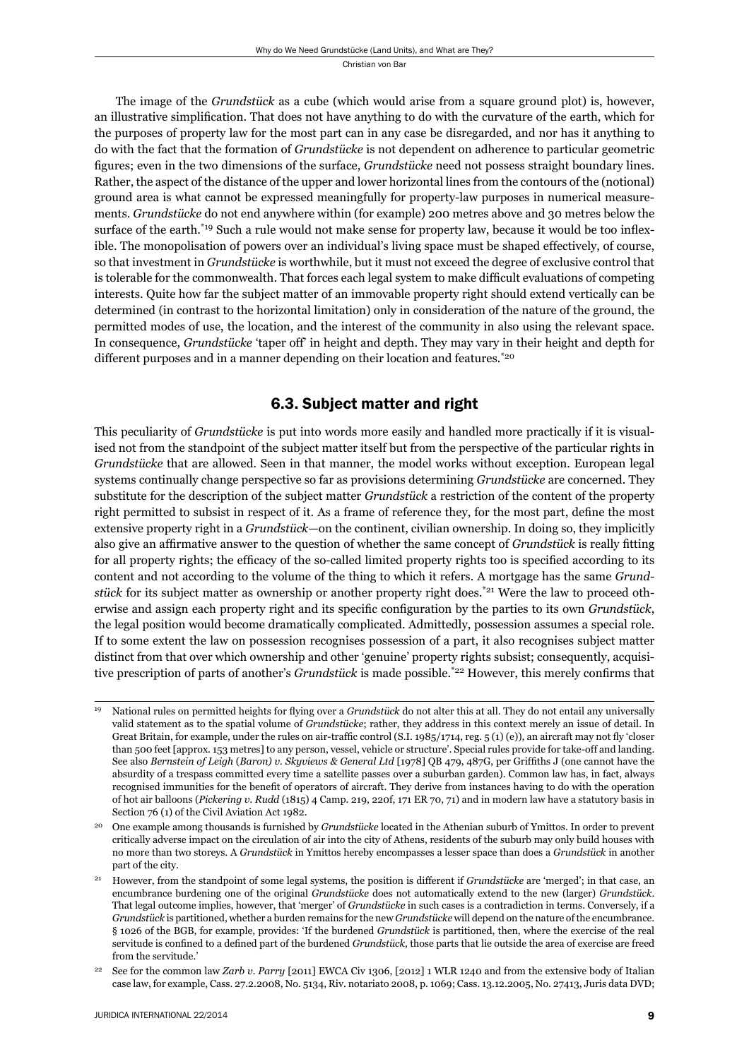The image of the *Grundstück* as a cube (which would arise from a square ground plot) is, however, an illustrative simplification. That does not have anything to do with the curvature of the earth, which for the purposes of property law for the most part can in any case be disregarded, and nor has it anything to do with the fact that the formation of *Grundstücke* is not dependent on adherence to particular geometric figures; even in the two dimensions of the surface, *Grundstücke* need not possess straight boundary lines. Rather, the aspect of the distance of the upper and lower horizontal lines from the contours of the (notional) ground area is what cannot be expressed meaningfully for property-law purposes in numerical measurements. *Grundstücke* do not end anywhere within (for example) 200 metres above and 30 metres below the surface of the earth.[*19] Such a rule would not make sense for property law, because it would be too inflexible. The monopolisation of powers over an individual's living space must be shaped effectively, of course, so that investment in *Grundstücke* is worthwhile, but it must not exceed the degree of exclusive control that is tolerable for the commonwealth. That forces each legal system to make difficult evaluations of competing interests. Quite how far the subject matter of an immovable property right should extend vertically can be determined (in contrast to the horizontal limitation) only in consideration of the nature of the ground, the permitted modes of use, the location, and the interest of the community in also using the relevant space. In consequence, *Grundstücke* 'taper off' in height and depth. They may vary in their height and depth for different purposes and in a manner depending on their location and features.[*20]

## 6.3. Subject matter and right

This peculiarity of *Grundstücke* is put into words more easily and handled more practically if it is visualised not from the standpoint of the subject matter itself but from the perspective of the particular rights in *Grundstücke* that are allowed. Seen in that manner, the model works without exception. European legal systems continually change perspective so far as provisions determining *Grundstücke* are concerned. They substitute for the description of the subject matter *Grundstück* a restriction of the content of the property right permitted to subsist in respect of it. As a frame of reference they, for the most part, define the most extensive property right in a *Grundstück*—on the continent, civilian ownership. In doing so, they implicitly also give an affirmative answer to the question of whether the same concept of *Grundstück* is really fitting for all property rights; the efficacy of the so-called limited property rights too is specified according to its content and not according to the volume of the thing to which it refers. A mortgage has the same *Grundstück* for its subject matter as ownership or another property right does.[*21] Were the law to proceed otherwise and assign each property right and its specific configuration by the parties to its own *Grundstück*, the legal position would become dramatically complicated. Admittedly, possession assumes a special role. If to some extent the law on possession recognises possession of a part, it also recognises subject matter distinct from that over which ownership and other 'genuine' property rights subsist; consequently, acquisitive prescription of parts of another's *Grundstück* is made possible.[*22] However, this merely confirms that

---

19 National rules on permitted heights for flying over a *Grundstück* do not alter this at all. They do not entail any universally valid statement as to the spatial volume of *Grundstücke*; rather, they address in this context merely an issue of detail. In Great Britain, for example, under the rules on air-traffic control (S.I. 1985/1714, reg. 5 (1) (e)), an aircraft may not fly 'closer than 500 feet [approx. 153 metres] to any person, vessel, vehicle or structure'. Special rules provide for take-off and landing. See also *Bernstein of Leigh (Baron) v. Skyviews & General Ltd* [1978] QB 479, 487G, per Griffiths J (one cannot have the absurdity of a trespass committed every time a satellite passes over a suburban garden). Common law has, in fact, always recognised immunities for the benefit of operators of aircraft. They derive from instances having to do with the operation of hot air balloons (*Pickering v. Rudd* (1815) 4 Camp. 219, 220f, 171 ER 70, 71) and in modern law have a statutory basis in Section 76 (1) of the Civil Aviation Act 1982.

20 One example among thousands is furnished by *Grundstücke* located in the Athenian suburb of Ymittos. In order to prevent critically adverse impact on the circulation of air into the city of Athens, residents of the suburb may only build houses with no more than two storeys. A *Grundstück* in Ymittos hereby encompasses a lesser space than does a *Grundstück* in another part of the city.

21 However, from the standpoint of some legal systems, the position is different if *Grundstücke* are 'merged'; in that case, an encumbrance burdening one of the original *Grundstücke* does not automatically extend to the new (larger) *Grundstück*. That legal outcome implies, however, that 'merger' of *Grundstücke* in such cases is a contradiction in terms. Conversely, if a *Grundstück* is partitioned, whether a burden remains for the new *Grundstücke* will depend on the nature of the encumbrance. § 1026 of the BGB, for example, provides: 'If the burdened *Grundstück* is partitioned, then, where the exercise of the real servitude is confined to a defined part of the burdened *Grundstück*, those parts that lie outside the area of exercise are freed from the servitude.'

22 See for the common law *Zarb v. Parry* [2011] EWCA Civ 1306, [2012] 1 WLR 1240 and from the extensive body of Italian case law, for example, Cass. 27.2.2008, No. 5134, Riv. notariato 2008, p. 1069; Cass. 13.12.2005, No. 27413, Juris data DVD;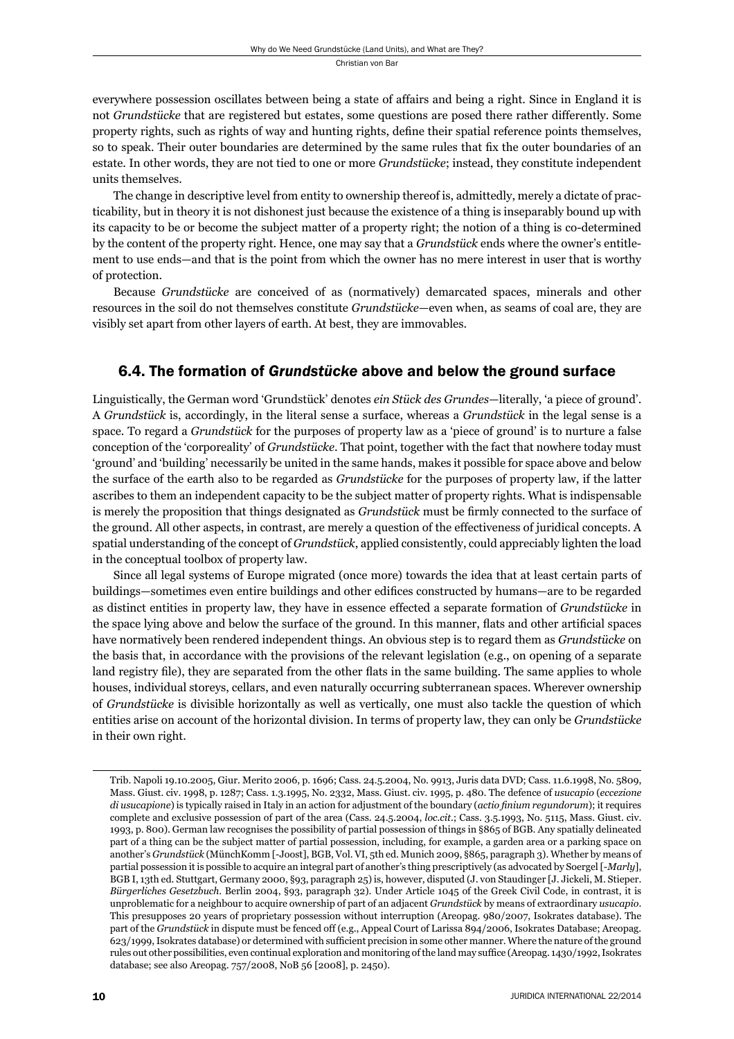everywhere possession oscillates between being a state of affairs and being a right. Since in England it is not *Grundstücke* that are registered but estates, some questions are posed there rather differently. Some property rights, such as rights of way and hunting rights, define their spatial reference points themselves, so to speak. Their outer boundaries are determined by the same rules that fix the outer boundaries of an estate. In other words, they are not tied to one or more *Grundstücke*; instead, they constitute independent units themselves.

The change in descriptive level from entity to ownership thereof is, admittedly, merely a dictate of practicability, but in theory it is not dishonest just because the existence of a thing is inseparably bound up with its capacity to be or become the subject matter of a property right; the notion of a thing is co-determined by the content of the property right. Hence, one may say that a *Grundstück* ends where the owner's entitlement to use ends—and that is the point from which the owner has no mere interest in user that is worthy of protection.

Because *Grundstücke* are conceived of as (normatively) demarcated spaces, minerals and other resources in the soil do not themselves constitute *Grundstücke*—even when, as seams of coal are, they are visibly set apart from other layers of earth. At best, they are immovables.

## 6.4. The formation of *Grundstücke* above and below the ground surface

Linguistically, the German word 'Grundstück' denotes *ein Stück des Grundes*—literally, 'a piece of ground'. A *Grundstück* is, accordingly, in the literal sense a surface, whereas a *Grundstück* in the legal sense is a space. To regard a *Grundstück* for the purposes of property law as a 'piece of ground' is to nurture a false conception of the 'corporeality' of *Grundstücke*. That point, together with the fact that nowhere today must 'ground' and 'building' necessarily be united in the same hands, makes it possible for space above and below the surface of the earth also to be regarded as *Grundstücke* for the purposes of property law, if the latter ascribes to them an independent capacity to be the subject matter of property rights. What is indispensable is merely the proposition that things designated as *Grundstück* must be firmly connected to the surface of the ground. All other aspects, in contrast, are merely a question of the effectiveness of juridical concepts. A spatial understanding of the concept of *Grundstück*, applied consistently, could appreciably lighten the load in the conceptual toolbox of property law.

Since all legal systems of Europe migrated (once more) towards the idea that at least certain parts of buildings—sometimes even entire buildings and other edifices constructed by humans—are to be regarded as distinct entities in property law, they have in essence effected a separate formation of *Grundstücke* in the space lying above and below the surface of the ground. In this manner, flats and other artificial spaces have normatively been rendered independent things. An obvious step is to regard them as *Grundstücke* on the basis that, in accordance with the provisions of the relevant legislation (e.g., on opening of a separate land registry file), they are separated from the other flats in the same building. The same applies to whole houses, individual storeys, cellars, and even naturally occurring subterranean spaces. Wherever ownership of *Grundstücke* is divisible horizontally as well as vertically, one must also tackle the question of which entities arise on account of the horizontal division. In terms of property law, they can only be *Grundstücke* in their own right.

---

Trib. Napoli 19.10.2005, Giur. Merito 2006, p. 1696; Cass. 24.5.2004, No. 9913, Juris data DVD; Cass. 11.6.1998, No. 5809, Mass. Giust. civ. 1998, p. 1287; Cass. 1.3.1995, No. 2332, Mass. Giust. civ. 1995, p. 480. The defence of *usucapio* (*eccezione di usucapione*) is typically raised in Italy in an action for adjustment of the boundary (*actio finium regundorum*); it requires complete and exclusive possession of part of the area (Cass. 24.5.2004, *loc.cit*.; Cass. 3.5.1993, No. 5115, Mass. Giust. civ. 1993, p. 800). German law recognises the possibility of partial possession of things in §865 of BGB. Any spatially delineated part of a thing can be the subject matter of partial possession, including, for example, a garden area or a parking space on another's *Grundstück* (MünchKomm [-Joost], BGB, Vol. VI, 5th ed. Munich 2009, §865, paragraph 3). Whether by means of partial possession it is possible to acquire an integral part of another's thing prescriptively (as advocated by Soergel [-*Marly*], BGB I, 13th ed. Stuttgart, Germany 2000, §93, paragraph 25) is, however, disputed (J. von Staudinger [J. Jickeli, M. Stieper. *Bürgerliches Gesetzbuch*. Berlin 2004, §93, paragraph 32). Under Article 1045 of the Greek Civil Code, in contrast, it is unproblematic for a neighbour to acquire ownership of part of an adjacent *Grundstück* by means of extraordinary *usucapio*. This presupposes 20 years of proprietary possession without interruption (Areopag. 980/2007, Isokrates database). The part of the *Grundstück* in dispute must be fenced off (e.g., Appeal Court of Larissa 894/2006, Isokrates Database; Areopag. 623/1999, Isokrates database) or determined with sufficient precision in some other manner. Where the nature of the ground rules out other possibilities, even continual exploration and monitoring of the land may suffice (Areopag. 1430/1992, Isokrates database; see also Areopag. 757/2008, NoB 56 [2008], p. 2450).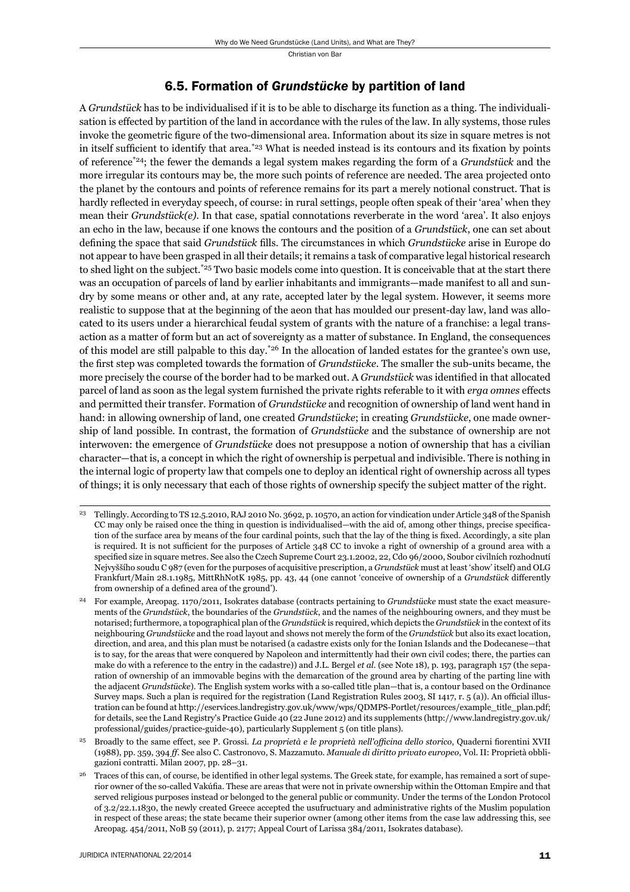## 6.5. Formation of *Grundstücke* by partition of land

A *Grundstück* has to be individualised if it is to be able to discharge its function as a thing. The individualisation is effected by partition of the land in accordance with the rules of the law. In ally systems, those rules invoke the geometric figure of the two-dimensional area. Information about its size in square metres is not in itself sufficient to identify that area.[*23] What is needed instead is its contours and its fixation by points of reference[*24]; the fewer the demands a legal system makes regarding the form of a *Grundstück* and the more irregular its contours may be, the more such points of reference are needed. The area projected onto the planet by the contours and points of reference remains for its part a merely notional construct. That is hardly reflected in everyday speech, of course: in rural settings, people often speak of their 'area' when they mean their *Grundstück(e)*. In that case, spatial connotations reverberate in the word 'area'. It also enjoys an echo in the law, because if one knows the contours and the position of a *Grundstück*, one can set about defining the space that said *Grundstück* fills. The circumstances in which *Grundstücke* arise in Europe do not appear to have been grasped in all their details; it remains a task of comparative legal historical research to shed light on the subject.[*25] Two basic models come into question. It is conceivable that at the start there was an occupation of parcels of land by earlier inhabitants and immigrants—made manifest to all and sundry by some means or other and, at any rate, accepted later by the legal system. However, it seems more realistic to suppose that at the beginning of the aeon that has moulded our present-day law, land was allocated to its users under a hierarchical feudal system of grants with the nature of a franchise: a legal transaction as a matter of form but an act of sovereignty as a matter of substance. In England, the consequences of this model are still palpable to this day.[*26] In the allocation of landed estates for the grantee's own use, the first step was completed towards the formation of *Grundstücke*. The smaller the sub-units became, the more precisely the course of the border had to be marked out. A *Grundstück* was identified in that allocated parcel of land as soon as the legal system furnished the private rights referable to it with *erga omnes* effects and permitted their transfer. Formation of *Grundstücke* and recognition of ownership of land went hand in hand: in allowing ownership of land, one created *Grundstücke*; in creating *Grundstücke*, one made ownership of land possible. In contrast, the formation of *Grundstücke* and the substance of ownership are not interwoven: the emergence of *Grundstücke* does not presuppose a notion of ownership that has a civilian character—that is, a concept in which the right of ownership is perpetual and indivisible. There is nothing in the internal logic of property law that compels one to deploy an identical right of ownership across all types of things; it is only necessary that each of those rights of ownership specify the subject matter of the right.

---

[23] Tellingly. According to TS 12.5.2010, RAJ 2010 No. 3692, p. 10570, an action for vindication under Article 348 of the Spanish CC may only be raised once the thing in question is individualised—with the aid of, among other things, precise specification of the surface area by means of the four cardinal points, such that the lay of the thing is fixed. Accordingly, a site plan is required. It is not sufficient for the purposes of Article 348 CC to invoke a right of ownership of a ground area with a specified size in square metres. See also the Czech Supreme Court 23.1.2002, 22, Cdo 96/2000, Soubor civilních rozhodnutí Nejvyššího soudu C 987 (even for the purposes of acquisitive prescription, a *Grundstück* must at least 'show' itself) and OLG Frankfurt/Main 28.1.1985, MittRhNotK 1985, pp. 43, 44 (one cannot 'conceive of ownership of a *Grundstück* differently from ownership of a defined area of the ground').

[24] For example, Areopag. 1170/2011, Isokrates database (contracts pertaining to *Grundstücke* must state the exact measurements of the *Grundstück*, the boundaries of the *Grundstück*, and the names of the neighbouring owners, and they must be notarised; furthermore, a topographical plan of the *Grundstück* is required, which depicts the *Grundstück* in the context of its neighbouring *Grundstücke* and the road layout and shows not merely the form of the *Grundstück* but also its exact location, direction, and area, and this plan must be notarised (a cadastre exists only for the Ionian Islands and the Dodecanese—that is to say, for the areas that were conquered by Napoleon and intermittently had their own civil codes; there, the parties can make do with a reference to the entry in the cadastre)) and J.L. Bergel *et al.* (see Note 18), p. 193, paragraph 157 (the separation of ownership of an immovable begins with the demarcation of the ground area by charting of the parting line with the adjacent *Grundstücke*). The English system works with a so-called title plan—that is, a contour based on the Ordinance Survey maps. Such a plan is required for the registration (Land Registration Rules 2003, SI 1417, r. 5 (a)). An official illustration can be found at http://eservices.landregistry.gov.uk/www/wps/QDMPS-Portlet/resources/example_title_plan.pdf; for details, see the Land Registry's Practice Guide 40 (22 June 2012) and its supplements (http://www.landregistry.gov.uk/professional/guides/practice-guide-40), particularly Supplement 5 (on title plans).

[25] Broadly to the same effect, see P. Grossi. *La proprietà e le proprietà nell'officina dello storico*, Quaderni fiorentini XVII (1988), pp. 359, 394 *ff*. See also C. Castronovo, S. Mazzamuto. *Manuale di diritto privato europeo*, Vol. II: Proprietà obbligazioni contratti. Milan 2007, pp. 28–31.

[26] Traces of this can, of course, be identified in other legal systems. The Greek state, for example, has remained a sort of superior owner of the so-called Vakúfia. These are areas that were not in private ownership within the Ottoman Empire and that served religious purposes instead or belonged to the general public or community. Under the terms of the London Protocol of 3.2/22.1.1830, the newly created Greece accepted the usufructuary and administrative rights of the Muslim population in respect of these areas; the state became their superior owner (among other items from the case law addressing this, see Areopag. 454/2011, NoB 59 (2011), p. 2177; Appeal Court of Larissa 384/2011, Isokrates database).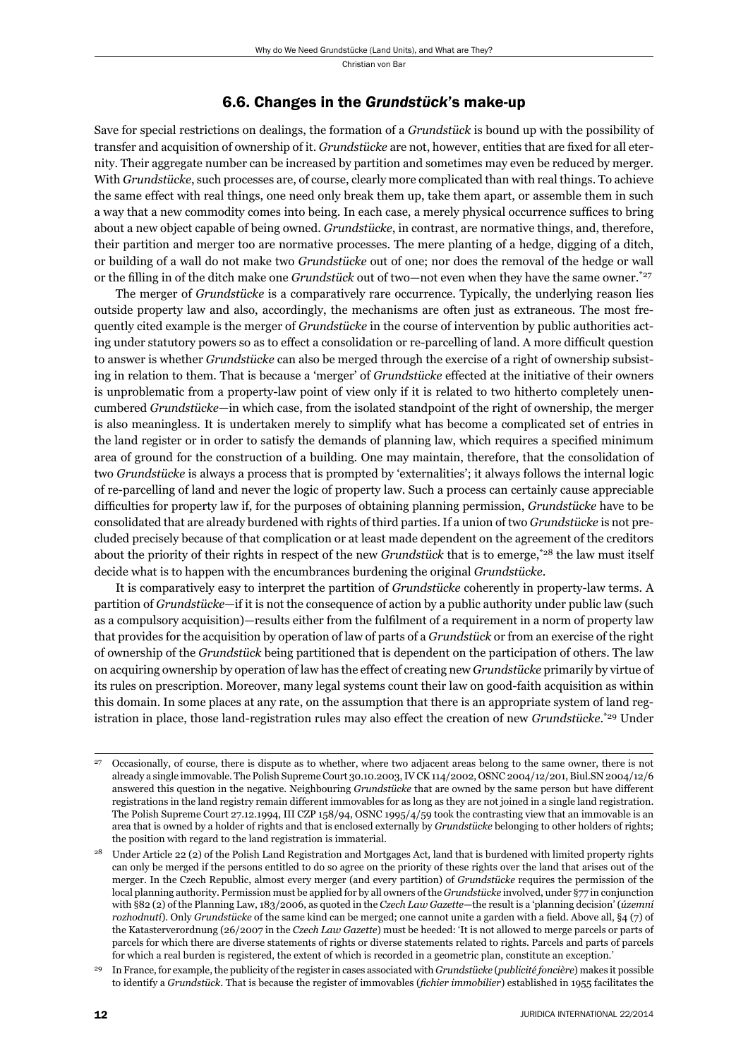## 6.6. Changes in the *Grundstück*'s make-up

Save for special restrictions on dealings, the formation of a *Grundstück* is bound up with the possibility of transfer and acquisition of ownership of it. *Grundstücke* are not, however, entities that are fixed for all eternity. Their aggregate number can be increased by partition and sometimes may even be reduced by merger. With *Grundstücke*, such processes are, of course, clearly more complicated than with real things. To achieve the same effect with real things, one need only break them up, take them apart, or assemble them in such a way that a new commodity comes into being. In each case, a merely physical occurrence suffices to bring about a new object capable of being owned. *Grundstücke*, in contrast, are normative things, and, therefore, their partition and merger too are normative processes. The mere planting of a hedge, digging of a ditch, or building of a wall do not make two *Grundstücke* out of one; nor does the removal of the hedge or wall or the filling in of the ditch make one *Grundstück* out of two—not even when they have the same owner.[*27]

The merger of *Grundstücke* is a comparatively rare occurrence. Typically, the underlying reason lies outside property law and also, accordingly, the mechanisms are often just as extraneous. The most frequently cited example is the merger of *Grundstücke* in the course of intervention by public authorities acting under statutory powers so as to effect a consolidation or re-parcelling of land. A more difficult question to answer is whether *Grundstücke* can also be merged through the exercise of a right of ownership subsisting in relation to them. That is because a 'merger' of *Grundstücke* effected at the initiative of their owners is unproblematic from a property-law point of view only if it is related to two hitherto completely unencumbered *Grundstücke*—in which case, from the isolated standpoint of the right of ownership, the merger is also meaningless. It is undertaken merely to simplify what has become a complicated set of entries in the land register or in order to satisfy the demands of planning law, which requires a specified minimum area of ground for the construction of a building. One may maintain, therefore, that the consolidation of two *Grundstücke* is always a process that is prompted by 'externalities'; it always follows the internal logic of re-parcelling of land and never the logic of property law. Such a process can certainly cause appreciable difficulties for property law if, for the purposes of obtaining planning permission, *Grundstücke* have to be consolidated that are already burdened with rights of third parties. If a union of two *Grundstücke* is not precluded precisely because of that complication or at least made dependent on the agreement of the creditors about the priority of their rights in respect of the new *Grundstück* that is to emerge,[*28] the law must itself decide what is to happen with the encumbrances burdening the original *Grundstücke*.

It is comparatively easy to interpret the partition of *Grundstücke* coherently in property-law terms. A partition of *Grundstücke*—if it is not the consequence of action by a public authority under public law (such as a compulsory acquisition)—results either from the fulfilment of a requirement in a norm of property law that provides for the acquisition by operation of law of parts of a *Grundstück* or from an exercise of the right of ownership of the *Grundstück* being partitioned that is dependent on the participation of others. The law on acquiring ownership by operation of law has the effect of creating new *Grundstücke* primarily by virtue of its rules on prescription. Moreover, many legal systems count their law on good-faith acquisition as within this domain. In some places at any rate, on the assumption that there is an appropriate system of land registration in place, those land-registration rules may also effect the creation of new *Grundstücke*.[*29] Under

---

[27] Occasionally, of course, there is dispute as to whether, where two adjacent areas belong to the same owner, there is not already a single immovable. The Polish Supreme Court 30.10.2003, IV CK 114/2002, OSNC 2004/12/201, Biul.SN 2004/12/6 answered this question in the negative. Neighbouring *Grundstücke* that are owned by the same person but have different registrations in the land registry remain different immovables for as long as they are not joined in a single land registration. The Polish Supreme Court 27.12.1994, III CZP 158/94, OSNC 1995/4/59 took the contrasting view that an immovable is an area that is owned by a holder of rights and that is enclosed externally by *Grundstücke* belonging to other holders of rights; the position with regard to the land registration is immaterial.

[28] Under Article 22 (2) of the Polish Land Registration and Mortgages Act, land that is burdened with limited property rights can only be merged if the persons entitled to do so agree on the priority of these rights over the land that arises out of the merger. In the Czech Republic, almost every merger (and every partition) of *Grundstücke* requires the permission of the local planning authority. Permission must be applied for by all owners of the *Grundstücke* involved, under §77 in conjunction with §82 (2) of the Planning Law, 183/2006, as quoted in the *Czech Law Gazette*—the result is a 'planning decision' (*územní rozhodnutí*). Only *Grundstücke* of the same kind can be merged; one cannot unite a garden with a field. Above all, §4 (7) of the Katasterverordnung (26/2007 in the *Czech Law Gazette*) must be heeded: 'It is not allowed to merge parcels or parts of parcels for which there are diverse statements of rights or diverse statements related to rights. Parcels and parts of parcels for which a real burden is registered, the extent of which is recorded in a geometric plan, constitute an exception.'

[29] In France, for example, the publicity of the register in cases associated with *Grundstücke* (*publicité foncière*) makes it possible to identify a *Grundstück*. That is because the register of immovables (*fichier immobilier*) established in 1955 facilitates the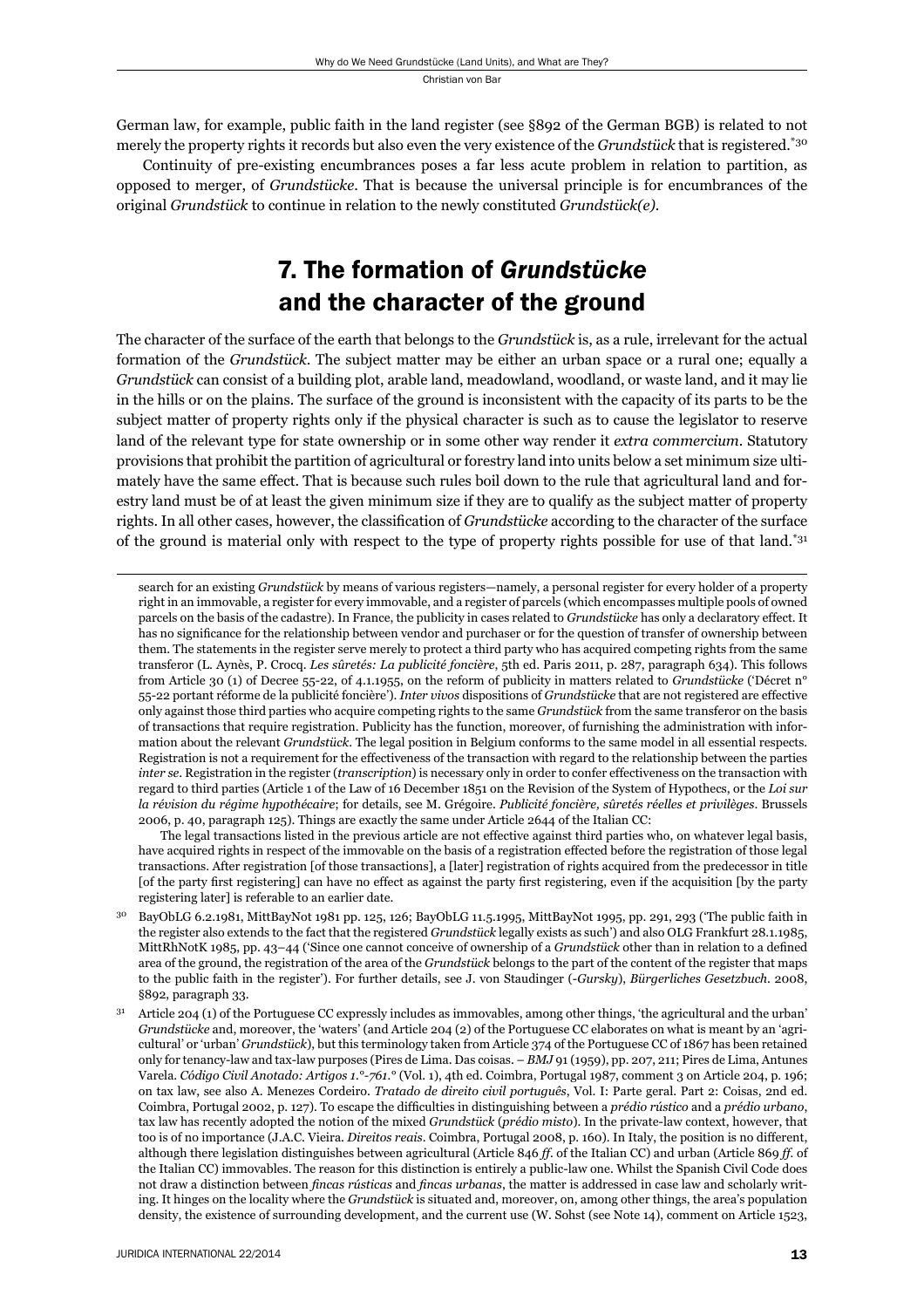German law, for example, public faith in the land register (see §892 of the German BGB) is related to not merely the property rights it records but also even the very existence of the *Grundstück* that is registered.[*30]

Continuity of pre-existing encumbrances poses a far less acute problem in relation to partition, as opposed to merger, of *Grundstücke*. That is because the universal principle is for encumbrances of the original *Grundstück* to continue in relation to the newly constituted *Grundstück(e)*.

## 7. The formation of *Grundstücke* and the character of the ground

The character of the surface of the earth that belongs to the *Grundstück* is, as a rule, irrelevant for the actual formation of the *Grundstück*. The subject matter may be either an urban space or a rural one; equally a *Grundstück* can consist of a building plot, arable land, meadowland, woodland, or waste land, and it may lie in the hills or on the plains. The surface of the ground is inconsistent with the capacity of its parts to be the subject matter of property rights only if the physical character is such as to cause the legislator to reserve land of the relevant type for state ownership or in some other way render it *extra commercium*. Statutory provisions that prohibit the partition of agricultural or forestry land into units below a set minimum size ultimately have the same effect. That is because such rules boil down to the rule that agricultural land and forestry land must be of at least the given minimum size if they are to qualify as the subject matter of property rights. In all other cases, however, the classification of *Grundstücke* according to the character of the surface of the ground is material only with respect to the type of property rights possible for use of that land.[*31]

---

search for an existing *Grundstück* by means of various registers—namely, a personal register for every holder of a property right in an immovable, a register for every immovable, and a register of parcels (which encompasses multiple pools of owned parcels on the basis of the cadastre). In France, the publicity in cases related to *Grundstücke* has only a declaratory effect. It has no significance for the relationship between vendor and purchaser or for the question of transfer of ownership between them. The statements in the register serve merely to protect a third party who has acquired competing rights from the same transferor (L. Aynès, P. Crocq. *Les sûretés: La publicité foncière*, 5th ed. Paris 2011, p. 287, paragraph 634). This follows from Article 30 (1) of Decree 55-22, of 4.1.1955, on the reform of publicity in matters related to *Grundstücke* ('Décret n° 55-22 portant réforme de la publicité foncière'). *Inter vivos* dispositions of *Grundstücke* that are not registered are effective only against those third parties who acquire competing rights to the same *Grundstück* from the same transferor on the basis of transactions that require registration. Publicity has the function, moreover, of furnishing the administration with information about the relevant *Grundstück*. The legal position in Belgium conforms to the same model in all essential respects. Registration is not a requirement for the effectiveness of the transaction with regard to the relationship between the parties *inter se*. Registration in the register (*transcription*) is necessary only in order to confer effectiveness on the transaction with regard to third parties (Article 1 of the Law of 16 December 1851 on the Revision of the System of Hypothecs, or the *Loi sur la révision du régime hypothécaire*; for details, see M. Grégoire. *Publicité foncière, sûretés réelles et privilèges*. Brussels 2006, p. 40, paragraph 125). Things are exactly the same under Article 2644 of the Italian CC:

> The legal transactions listed in the previous article are not effective against third parties who, on whatever legal basis, have acquired rights in respect of the immovable on the basis of a registration effected before the registration of those legal transactions. After registration [of those transactions], a [later] registration of rights acquired from the predecessor in title [of the party first registering] can have no effect as against the party first registering, even if the acquisition [by the party registering later] is referable to an earlier date.

[30] BayObLG 6.2.1981, MittBayNot 1981 pp. 125, 126; BayObLG 11.5.1995, MittBayNot 1995, pp. 291, 293 ('The public faith in the register also extends to the fact that the registered *Grundstück* legally exists as such') and also OLG Frankfurt 28.1.1985, MittRhNotK 1985, pp. 43–44 ('Since one cannot conceive of ownership of a *Grundstück* other than in relation to a defined area of the ground, the registration of the area of the *Grundstück* belongs to the part of the content of the register that maps to the public faith in the register'). For further details, see J. von Staudinger (*-Gursky*), *Bürgerliches Gesetzbuch*. 2008, §892, paragraph 33.

[31] Article 204 (1) of the Portuguese CC expressly includes as immovables, among other things, 'the agricultural and the urban' *Grundstücke* and, moreover, the 'waters' (and Article 204 (2) of the Portuguese CC elaborates on what is meant by an 'agricultural' or 'urban' *Grundstück*), but this terminology taken from Article 374 of the Portuguese CC of 1867 has been retained only for tenancy-law and tax-law purposes (Pires de Lima. Das coisas. – *BMJ* 91 (1959), pp. 207, 211; Pires de Lima, Antunes Varela. *Código Civil Anotado: Artigos 1.°-761.°* (Vol. 1), 4th ed. Coimbra, Portugal 1987, comment 3 on Article 204, p. 196; on tax law, see also A. Menezes Cordeiro. *Tratado de direito civil português*, Vol. I: Parte geral. Part 2: Coisas, 2nd ed. Coimbra, Portugal 2002, p. 127). To escape the difficulties in distinguishing between a *prédio rústico* and a *prédio urbano*, tax law has recently adopted the notion of the mixed *Grundstück* (*prédio misto*). In the private-law context, however, that too is of no importance (J.A.C. Vieira. *Direitos reais*. Coimbra, Portugal 2008, p. 160). In Italy, the position is no different, although there legislation distinguishes between agricultural (Article 846 *ff.* of the Italian CC) and urban (Article 869 *ff.* of the Italian CC) immovables. The reason for this distinction is entirely a public-law one. Whilst the Spanish Civil Code does not draw a distinction between *fincas rústicas* and *fincas urbanas*, the matter is addressed in case law and scholarly writing. It hinges on the locality where the *Grundstück* is situated and, moreover, on, among other things, the area's population density, the existence of surrounding development, and the current use (W. Sohst (see Note 14), comment on Article 1523,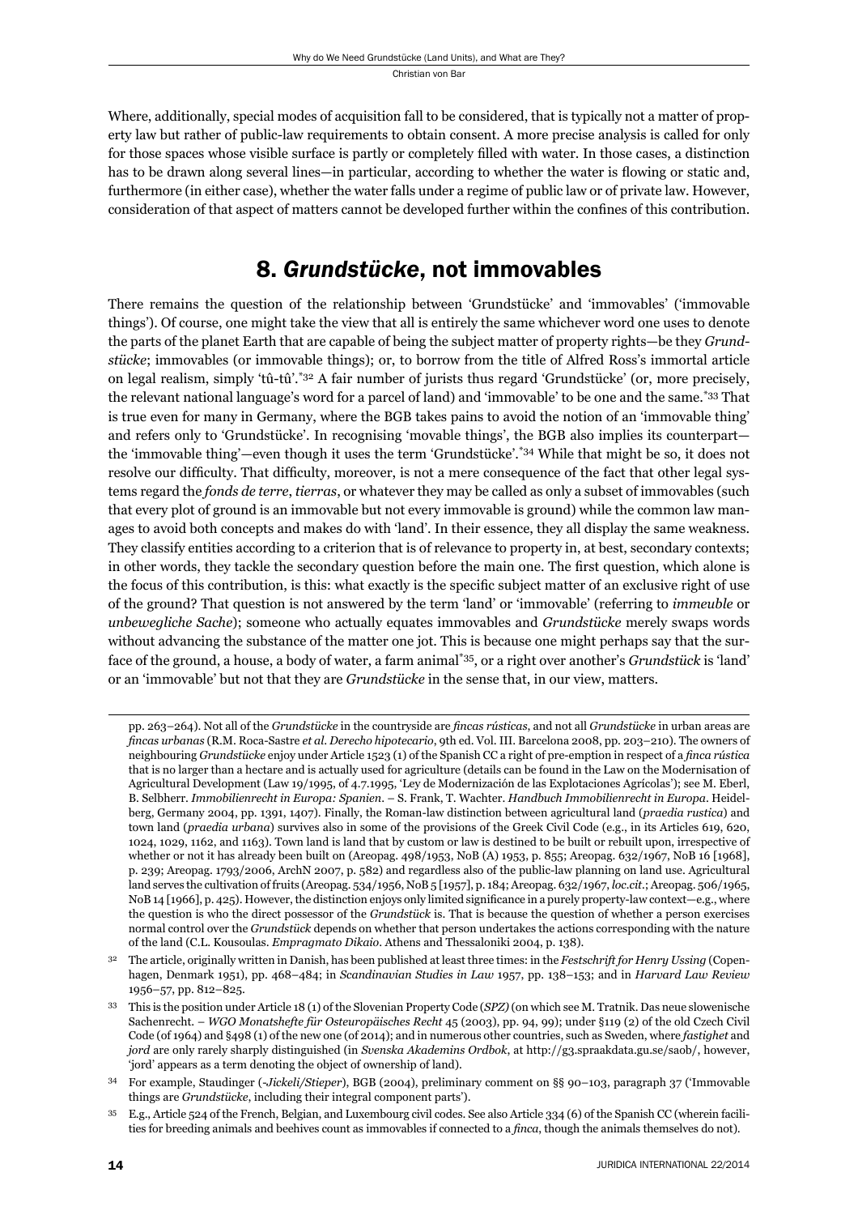Where, additionally, special modes of acquisition fall to be considered, that is typically not a matter of property law but rather of public-law requirements to obtain consent. A more precise analysis is called for only for those spaces whose visible surface is partly or completely filled with water. In those cases, a distinction has to be drawn along several lines—in particular, according to whether the water is flowing or static and, furthermore (in either case), whether the water falls under a regime of public law or of private law. However, consideration of that aspect of matters cannot be developed further within the confines of this contribution.

## 8. *Grundstücke*, not immovables

There remains the question of the relationship between 'Grundstücke' and 'immovables' ('immovable things'). Of course, one might take the view that all is entirely the same whichever word one uses to denote the parts of the planet Earth that are capable of being the subject matter of property rights—be they *Grundstücke*; immovables (or immovable things); or, to borrow from the title of Alfred Ross's immortal article on legal realism, simply 'tû-tû'.[32] A fair number of jurists thus regard 'Grundstücke' (or, more precisely, the relevant national language's word for a parcel of land) and 'immovable' to be one and the same.[33] That is true even for many in Germany, where the BGB takes pains to avoid the notion of an 'immovable thing' and refers only to 'Grundstücke'. In recognising 'movable things', the BGB also implies its counterpart—the 'immovable thing'—even though it uses the term 'Grundstücke'.[34] While that might be so, it does not resolve our difficulty. That difficulty, moreover, is not a mere consequence of the fact that other legal systems regard the *fonds de terre*, *tierras*, or whatever they may be called as only a subset of immovables (such that every plot of ground is an immovable but not every immovable is ground) while the common law manages to avoid both concepts and makes do with 'land'. In their essence, they all display the same weakness. They classify entities according to a criterion that is of relevance to property in, at best, secondary contexts; in other words, they tackle the secondary question before the main one. The first question, which alone is the focus of this contribution, is this: what exactly is the specific subject matter of an exclusive right of use of the ground? That question is not answered by the term 'land' or 'immovable' (referring to *immeuble* or *unbewegliche Sache*); someone who actually equates immovables and *Grundstücke* merely swaps words without advancing the substance of the matter one jot. This is because one might perhaps say that the surface of the ground, a house, a body of water, a farm animal[35], or a right over another's *Grundstück* is 'land' or an 'immovable' but not that they are *Grundstücke* in the sense that, in our view, matters.

---

pp. 263–264). Not all of the *Grundstücke* in the countryside are *fincas rústicas*, and not all *Grundstücke* in urban areas are *fincas urbanas* (R.M. Roca-Sastre *et al*. *Derecho hipotecario*, 9th ed. Vol. III. Barcelona 2008, pp. 203–210). The owners of neighbouring *Grundstücke* enjoy under Article 1523 (1) of the Spanish CC a right of pre-emption in respect of a *finca rústica* that is no larger than a hectare and is actually used for agriculture (details can be found in the Law on the Modernisation of Agricultural Development (Law 19/1995, of 4.7.1995, 'Ley de Modernización de las Explotaciones Agrícolas'); see M. Eberl, B. Selbherr. *Immobilienrecht in Europa: Spanien*. – S. Frank, T. Wachter. *Handbuch Immobilienrecht in Europa*. Heidelberg, Germany 2004, pp. 1391, 1407). Finally, the Roman-law distinction between agricultural land (*praedia rustica*) and town land (*praedia urbana*) survives also in some of the provisions of the Greek Civil Code (e.g., in its Articles 619, 620, 1024, 1029, 1162, and 1163). Town land is land that by custom or law is destined to be built or rebuilt upon, irrespective of whether or not it has already been built on (Areopag. 498/1953, NoB (A) 1953, p. 855; Areopag. 632/1967, NoB 16 [1968], p. 239; Areopag. 1793/2006, ArchN 2007, p. 582) and regardless also of the public-law planning on land use. Agricultural land serves the cultivation of fruits (Areopag. 534/1956, NoB 5 [1957], p. 184; Areopag. 632/1967, *loc.cit*.; Areopag. 506/1965, NoB 14 [1966], p. 425). However, the distinction enjoys only limited significance in a purely property-law context—e.g., where the question is who the direct possessor of the *Grundstück* is. That is because the question of whether a person exercises normal control over the *Grundstück* depends on whether that person undertakes the actions corresponding with the nature of the land (C.L. Kousoulas. *Empragmato Dikaio*. Athens and Thessaloniki 2004, p. 138).

[32] The article, originally written in Danish, has been published at least three times: in the *Festschrift for Henry Ussing* (Copenhagen, Denmark 1951), pp. 468–484; in *Scandinavian Studies in Law* 1957, pp. 138–153; and in *Harvard Law Review* 1956–57, pp. 812–825.

[33] This is the position under Article 18 (1) of the Slovenian Property Code (*SPZ*) (on which see M. Tratnik. Das neue slowenische Sachenrecht. – *WGO Monatshefte für Osteuropäisches Recht* 45 (2003), pp. 94, 99); under §119 (2) of the old Czech Civil Code (of 1964) and §498 (1) of the new one (of 2014); and in numerous other countries, such as Sweden, where *fastighet* and *jord* are only rarely sharply distinguished (in *Svenska Akademins Ordbok*, at http://g3.spraakdata.gu.se/saob/, however, 'jord' appears as a term denoting the object of ownership of land).

[34] For example, Staudinger (-*Jickeli/Stieper*), BGB (2004), preliminary comment on §§ 90–103, paragraph 37 ('Immovable things are *Grundstücke*, including their integral component parts').

[35] E.g., Article 524 of the French, Belgian, and Luxembourg civil codes. See also Article 334 (6) of the Spanish CC (wherein facilities for breeding animals and beehives count as immovables if connected to a *finca*, though the animals themselves do not).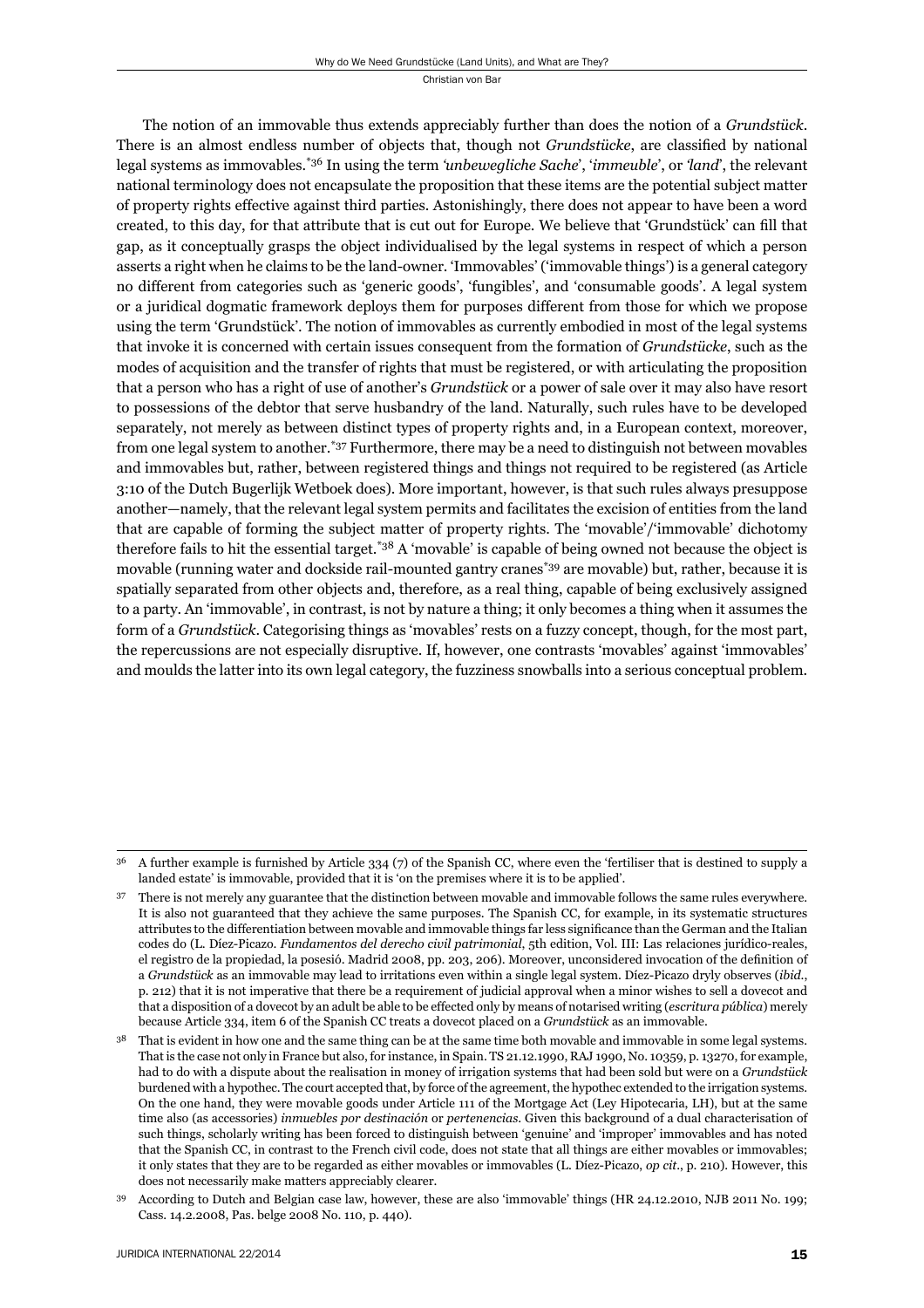The notion of an immovable thus extends appreciably further than does the notion of a *Grundstück*. There is an almost endless number of objects that, though not *Grundstücke*, are classified by national legal systems as immovables.[*36] In using the term *'unbewegliche Sache*', '*immeuble*', or *'land*', the relevant national terminology does not encapsulate the proposition that these items are the potential subject matter of property rights effective against third parties. Astonishingly, there does not appear to have been a word created, to this day, for that attribute that is cut out for Europe. We believe that 'Grundstück' can fill that gap, as it conceptually grasps the object individualised by the legal systems in respect of which a person asserts a right when he claims to be the land-owner. 'Immovables' ('immovable things') is a general category no different from categories such as 'generic goods', 'fungibles', and 'consumable goods'. A legal system or a juridical dogmatic framework deploys them for purposes different from those for which we propose using the term 'Grundstück'. The notion of immovables as currently embodied in most of the legal systems that invoke it is concerned with certain issues consequent from the formation of *Grundstücke*, such as the modes of acquisition and the transfer of rights that must be registered, or with articulating the proposition that a person who has a right of use of another's *Grundstück* or a power of sale over it may also have resort to possessions of the debtor that serve husbandry of the land. Naturally, such rules have to be developed separately, not merely as between distinct types of property rights and, in a European context, moreover, from one legal system to another.[*37] Furthermore, there may be a need to distinguish not between movables and immovables but, rather, between registered things and things not required to be registered (as Article 3:10 of the Dutch Bugerlijk Wetboek does). More important, however, is that such rules always presuppose another—namely, that the relevant legal system permits and facilitates the excision of entities from the land that are capable of forming the subject matter of property rights. The 'movable'/'immovable' dichotomy therefore fails to hit the essential target.[*38] A 'movable' is capable of being owned not because the object is movable (running water and dockside rail-mounted gantry cranes[*39] are movable) but, rather, because it is spatially separated from other objects and, therefore, as a real thing, capable of being exclusively assigned to a party. An 'immovable', in contrast, is not by nature a thing; it only becomes a thing when it assumes the form of a *Grundstück*. Categorising things as 'movables' rests on a fuzzy concept, though, for the most part, the repercussions are not especially disruptive. If, however, one contrasts 'movables' against 'immovables' and moulds the latter into its own legal category, the fuzziness snowballs into a serious conceptual problem.

---

36 A further example is furnished by Article 334 (7) of the Spanish CC, where even the 'fertiliser that is destined to supply a landed estate' is immovable, provided that it is 'on the premises where it is to be applied'.

37 There is not merely any guarantee that the distinction between movable and immovable follows the same rules everywhere. It is also not guaranteed that they achieve the same purposes. The Spanish CC, for example, in its systematic structures attributes to the differentiation between movable and immovable things far less significance than the German and the Italian codes do (L. Díez-Picazo. *Fundamentos del derecho civil patrimonial*, 5th edition, Vol. III: Las relaciones jurídico-reales, el registro de la propiedad, la posesió. Madrid 2008, pp. 203, 206). Moreover, unconsidered invocation of the definition of a *Grundstück* as an immovable may lead to irritations even within a single legal system. Díez-Picazo dryly observes (*ibid.*, p. 212) that it is not imperative that there be a requirement of judicial approval when a minor wishes to sell a dovecot and that a disposition of a dovecot by an adult be able to be effected only by means of notarised writing (*escritura pública*) merely because Article 334, item 6 of the Spanish CC treats a dovecot placed on a *Grundstück* as an immovable.

38 That is evident in how one and the same thing can be at the same time both movable and immovable in some legal systems. That is the case not only in France but also, for instance, in Spain. TS 21.12.1990, RAJ 1990, No. 10359, p. 13270, for example, had to do with a dispute about the realisation in money of irrigation systems that had been sold but were on a *Grundstück* burdened with a hypothec. The court accepted that, by force of the agreement, the hypothec extended to the irrigation systems. On the one hand, they were movable goods under Article 111 of the Mortgage Act (Ley Hipotecaria, LH), but at the same time also (as accessories) *inmuebles por destinación* or *pertenencias*. Given this background of a dual characterisation of such things, scholarly writing has been forced to distinguish between 'genuine' and 'improper' immovables and has noted that the Spanish CC, in contrast to the French civil code, does not state that all things are either movables or immovables; it only states that they are to be regarded as either movables or immovables (L. Díez-Picazo, *op cit*., p. 210). However, this does not necessarily make matters appreciably clearer.

39 According to Dutch and Belgian case law, however, these are also 'immovable' things (HR 24.12.2010, NJB 2011 No. 199; Cass. 14.2.2008, Pas. belge 2008 No. 110, p. 440).